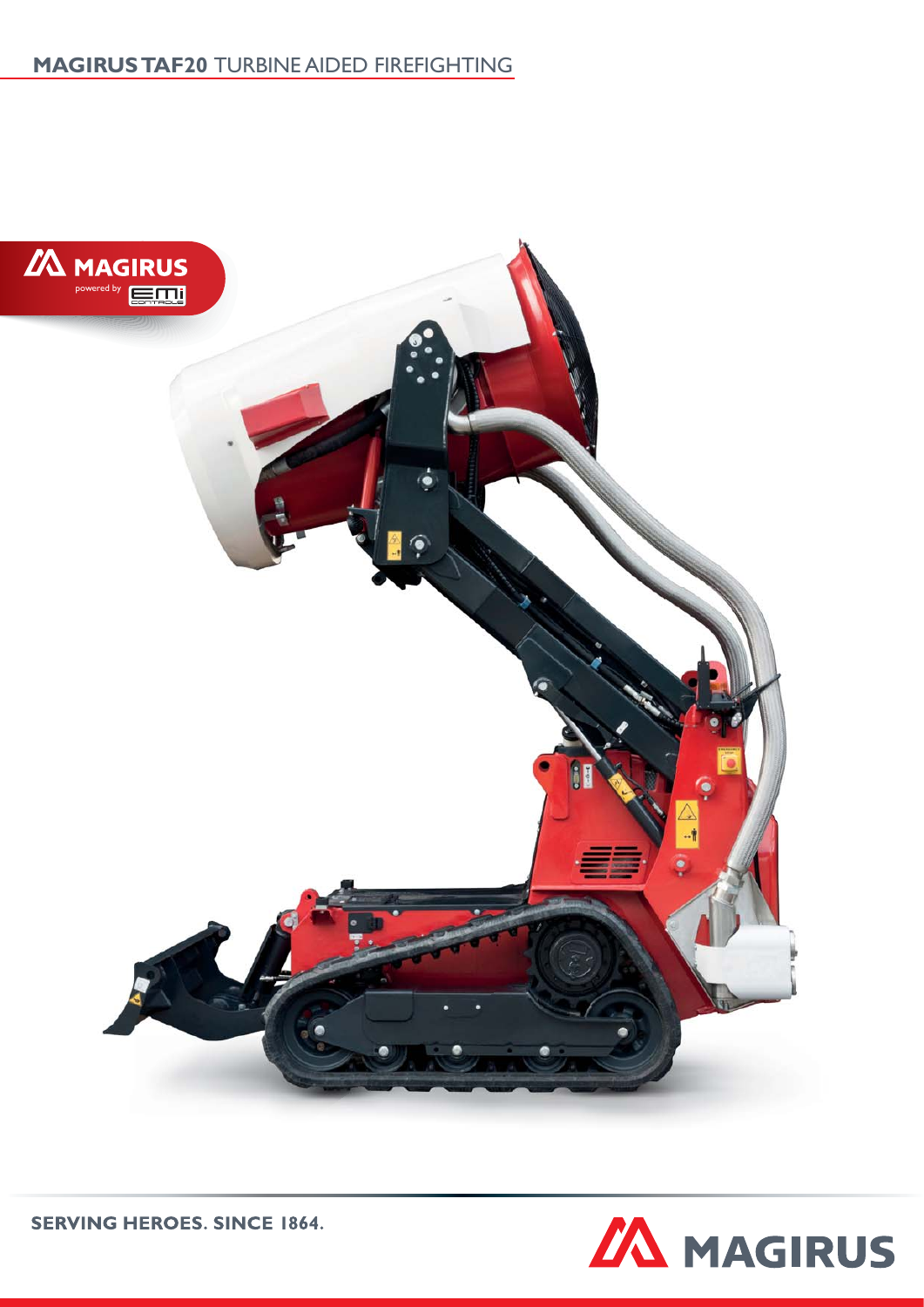# **MAGIRUS TAF20** TURBINE AIDED FIREFIGHTING

**SERVING HEROES. SINCE 1864.**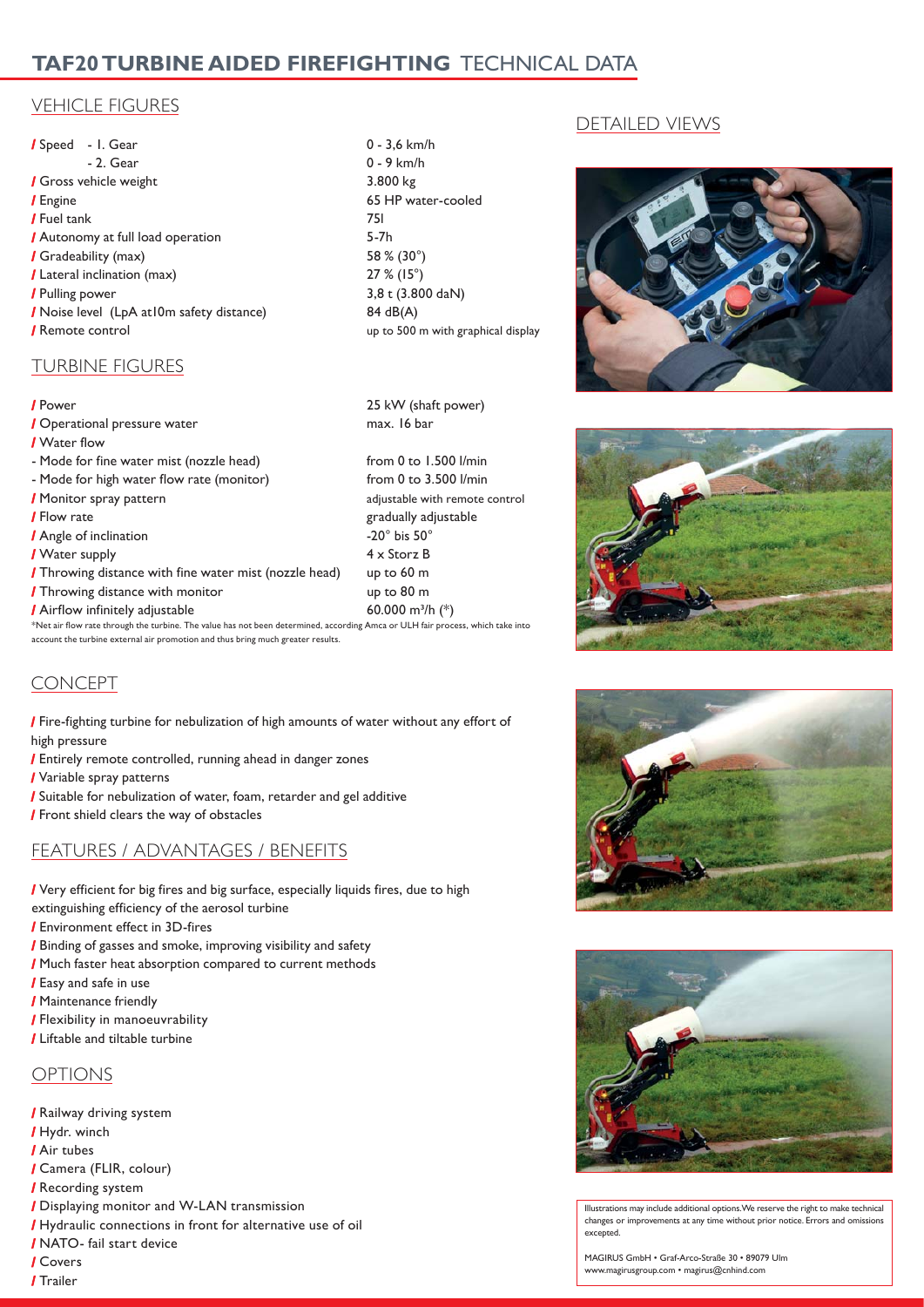# TAF20 TURBINE AIDED FIREFIGHTING TECHNICAL DATA

## VEHICLE FIGURES

| | |
|---|---|
| / Speed - 1. Gear | 0 - 3,6 km/h |
| - 2. Gear | 0 - 9 km/h |
| / Gross vehicle weight | 3.800 kg |
| / Engine | 65 HP water-cooled |
| / Fuel tank | 75l |
| / Autonomy at full load operation | 5-7h |
| / Gradeability (max) | 58 % (30°) |
| / Lateral inclination (max) | 27 % (15°) |
| / Pulling power | 3,8 t (3.800 daN) |
| / Noise level (LpA at10m safety distance) | 84 dB(A) |
| / Remote control | up to 500 m with graphical display |

## TURBINE FIGURES

| | |
|---|---|
| / Power | 25 kW (shaft power) |
| / Operational pressure water | max. 16 bar |
| / Water flow | |
| - Mode for fine water mist (nozzle head) | from 0 to 1.500 l/min |
| - Mode for high water flow rate (monitor) | from 0 to 3.500 l/min |
| / Monitor spray pattern | adjustable with remote control |
| / Flow rate | gradually adjustable |
| / Angle of inclination | -20° bis 50° |
| / Water supply | 4 x Storz B |
| / Throwing distance with fine water mist (nozzle head) | up to 60 m |
| / Throwing distance with monitor | up to 80 m |
| / Airflow infinitely adjustable | 60.000 m³/h (*) |

*Net air flow rate through the turbine. The value has not been determined, according Amca or ULH fair process, which take into account the turbine external air promotion and thus bring much greater results.

## CONCEPT

- Fire-fighting turbine for nebulization of high amounts of water without any effort of high pressure
- Entirely remote controlled, running ahead in danger zones
- Variable spray patterns
- Suitable for nebulization of water, foam, retarder and gel additive
- Front shield clears the way of obstacles

## FEATURES / ADVANTAGES / BENEFITS

- Very efficient for big fires and big surface, especially liquids fires, due to high extinguishing efficiency of the aerosol turbine
- Environment effect in 3D-fires
- Binding of gasses and smoke, improving visibility and safety
- Much faster heat absorption compared to current methods
- Easy and safe in use
- Maintenance friendly
- Flexibility in manoeuvrability
- Liftable and tiltable turbine

## OPTIONS

- Railway driving system
- Hydr. winch
- Air tubes
- Camera (FLIR, colour)
- Recording system
- Displaying monitor and W-LAN transmission
- Hydraulic connections in front for alternative use of oil
- NATO- fail start device
- Covers
- Trailer

## DETAILED VIEWS

Illustrations may include additional options. We reserve the right to make technical changes or improvements at any time without prior notice. Errors and omissions excepted.

MAGIRUS GmbH • Graf-Arco-Straße 30 • 89079 Ulm
www.magirusgroup.com • magirus@cnhind.com